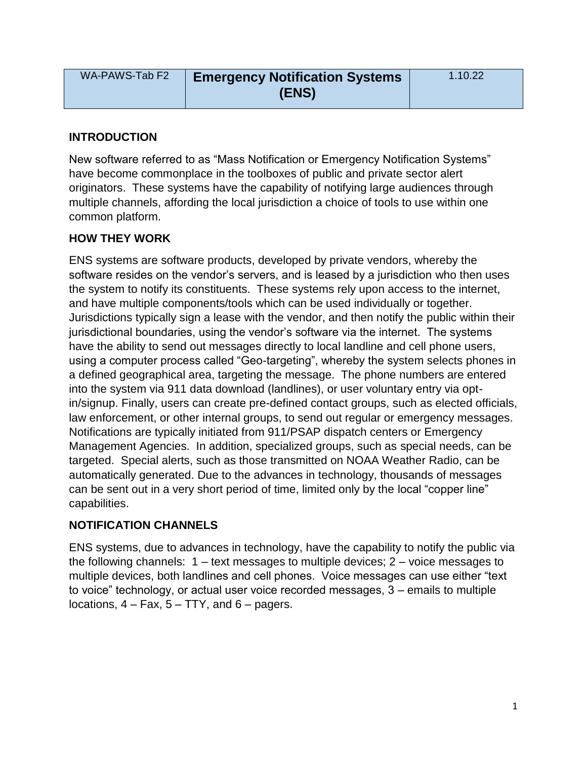| WA-PAWS-Tab F2 | **Emergency Notification Systems (ENS)** | 1.10.22 |
| --- | --- | --- |

## INTRODUCTION

New software referred to as "Mass Notification or Emergency Notification Systems" have become commonplace in the toolboxes of public and private sector alert originators. These systems have the capability of notifying large audiences through multiple channels, affording the local jurisdiction a choice of tools to use within one common platform.

## HOW THEY WORK

ENS systems are software products, developed by private vendors, whereby the software resides on the vendor's servers, and is leased by a jurisdiction who then uses the system to notify its constituents. These systems rely upon access to the internet, and have multiple components/tools which can be used individually or together. Jurisdictions typically sign a lease with the vendor, and then notify the public within their jurisdictional boundaries, using the vendor's software via the internet. The systems have the ability to send out messages directly to local landline and cell phone users, using a computer process called "Geo-targeting", whereby the system selects phones in a defined geographical area, targeting the message. The phone numbers are entered into the system via 911 data download (landlines), or user voluntary entry via opt-in/signup. Finally, users can create pre-defined contact groups, such as elected officials, law enforcement, or other internal groups, to send out regular or emergency messages. Notifications are typically initiated from 911/PSAP dispatch centers or Emergency Management Agencies. In addition, specialized groups, such as special needs, can be targeted. Special alerts, such as those transmitted on NOAA Weather Radio, can be automatically generated. Due to the advances in technology, thousands of messages can be sent out in a very short period of time, limited only by the local "copper line" capabilities.

## NOTIFICATION CHANNELS

ENS systems, due to advances in technology, have the capability to notify the public via the following channels: 1 – text messages to multiple devices; 2 – voice messages to multiple devices, both landlines and cell phones. Voice messages can use either "text to voice" technology, or actual user voice recorded messages, 3 – emails to multiple locations, 4 – Fax, 5 – TTY, and 6 – pagers.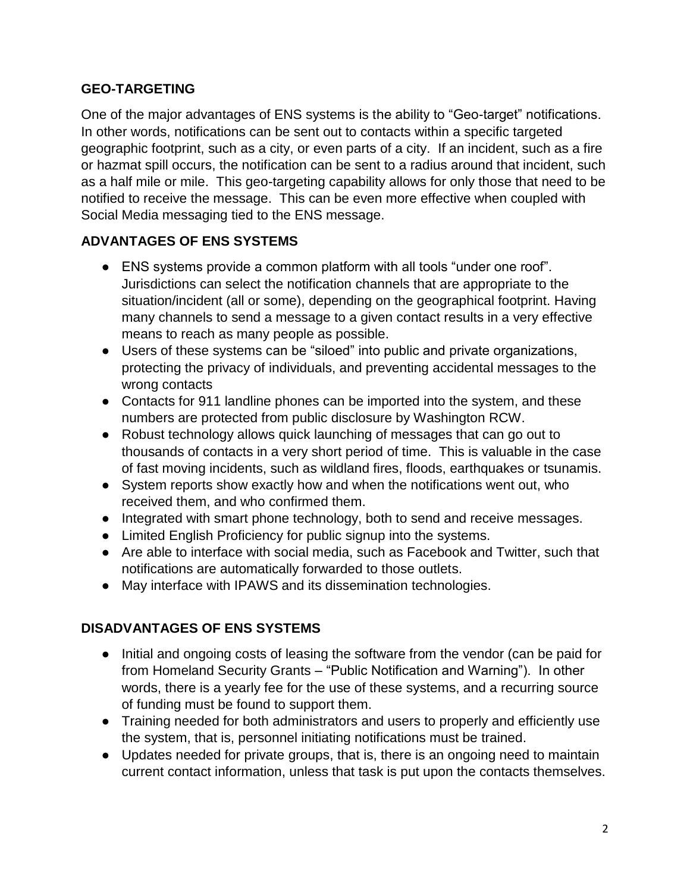## GEO-TARGETING

One of the major advantages of ENS systems is the ability to "Geo-target" notifications. In other words, notifications can be sent out to contacts within a specific targeted geographic footprint, such as a city, or even parts of a city. If an incident, such as a fire or hazmat spill occurs, the notification can be sent to a radius around that incident, such as a half mile or mile. This geo-targeting capability allows for only those that need to be notified to receive the message. This can be even more effective when coupled with Social Media messaging tied to the ENS message.

## ADVANTAGES OF ENS SYSTEMS

- ENS systems provide a common platform with all tools "under one roof". Jurisdictions can select the notification channels that are appropriate to the situation/incident (all or some), depending on the geographical footprint. Having many channels to send a message to a given contact results in a very effective means to reach as many people as possible.
- Users of these systems can be "siloed" into public and private organizations, protecting the privacy of individuals, and preventing accidental messages to the wrong contacts
- Contacts for 911 landline phones can be imported into the system, and these numbers are protected from public disclosure by Washington RCW.
- Robust technology allows quick launching of messages that can go out to thousands of contacts in a very short period of time. This is valuable in the case of fast moving incidents, such as wildland fires, floods, earthquakes or tsunamis.
- System reports show exactly how and when the notifications went out, who received them, and who confirmed them.
- Integrated with smart phone technology, both to send and receive messages.
- Limited English Proficiency for public signup into the systems.
- Are able to interface with social media, such as Facebook and Twitter, such that notifications are automatically forwarded to those outlets.
- May interface with IPAWS and its dissemination technologies.

## DISADVANTAGES OF ENS SYSTEMS

- Initial and ongoing costs of leasing the software from the vendor (can be paid for from Homeland Security Grants – "Public Notification and Warning"). In other words, there is a yearly fee for the use of these systems, and a recurring source of funding must be found to support them.
- Training needed for both administrators and users to properly and efficiently use the system, that is, personnel initiating notifications must be trained.
- Updates needed for private groups, that is, there is an ongoing need to maintain current contact information, unless that task is put upon the contacts themselves.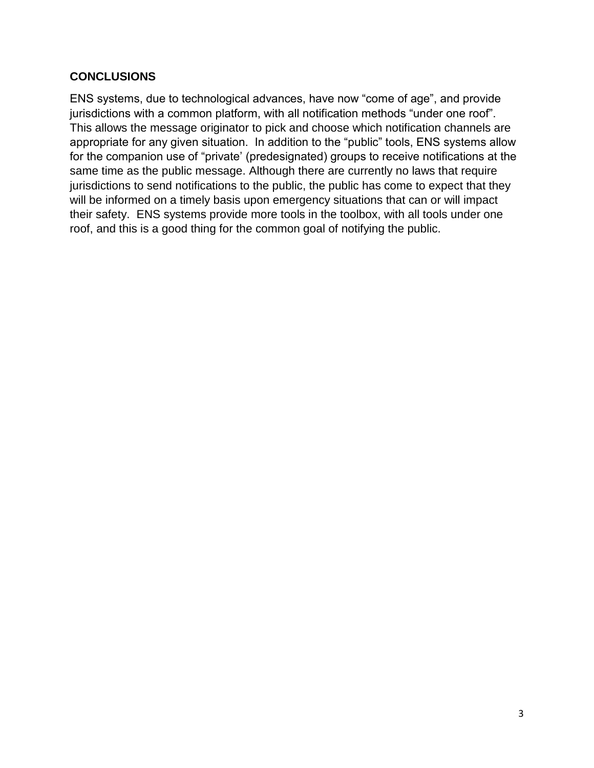**CONCLUSIONS**

ENS systems, due to technological advances, have now “come of age”, and provide jurisdictions with a common platform, with all notification methods “under one roof”. This allows the message originator to pick and choose which notification channels are appropriate for any given situation. In addition to the “public” tools, ENS systems allow for the companion use of “private’ (predesignated) groups to receive notifications at the same time as the public message. Although there are currently no laws that require jurisdictions to send notifications to the public, the public has come to expect that they will be informed on a timely basis upon emergency situations that can or will impact their safety. ENS systems provide more tools in the toolbox, with all tools under one roof, and this is a good thing for the common goal of notifying the public.